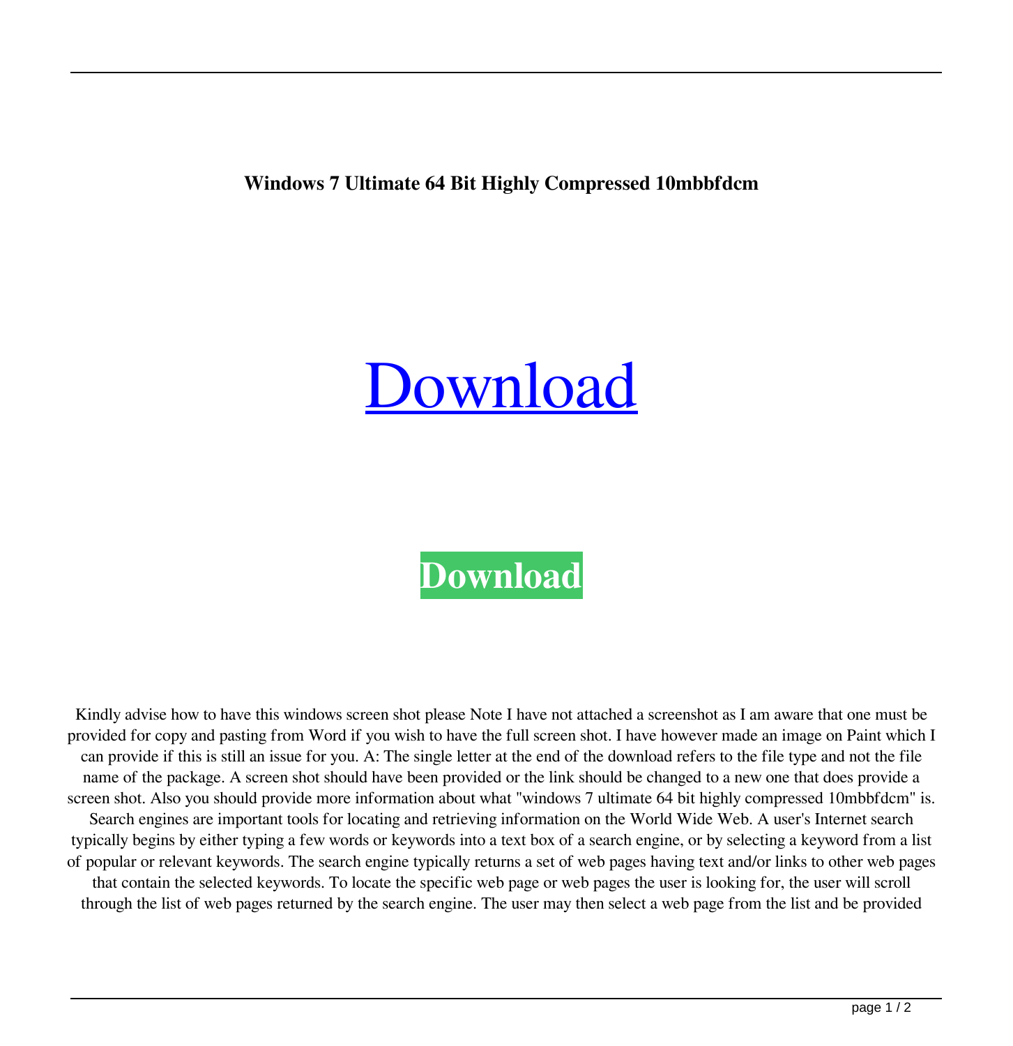**Windows 7 Ultimate 64 Bit Highly Compressed 10mbbfdcm**

# Download

**Download**

Kindly advise how to have this windows screen shot please Note I have not attached a screenshot as I am aware that one must be provided for copy and pasting from Word if you wish to have the full screen shot. I have however made an image on Paint which I can provide if this is still an issue for you. A: The single letter at the end of the download refers to the file type and not the file name of the package. A screen shot should have been provided or the link should be changed to a new one that does provide a screen shot. Also you should provide more information about what "windows 7 ultimate 64 bit highly compressed 10mbbfdcm" is. Search engines are important tools for locating and retrieving information on the World Wide Web. A user's Internet search typically begins by either typing a few words or keywords into a text box of a search engine, or by selecting a keyword from a list of popular or relevant keywords. The search engine typically returns a set of web pages having text and/or links to other web pages that contain the selected keywords. To locate the specific web page or web pages the user is looking for, the user will scroll through the list of web pages returned by the search engine. The user may then select a web page from the list and be provided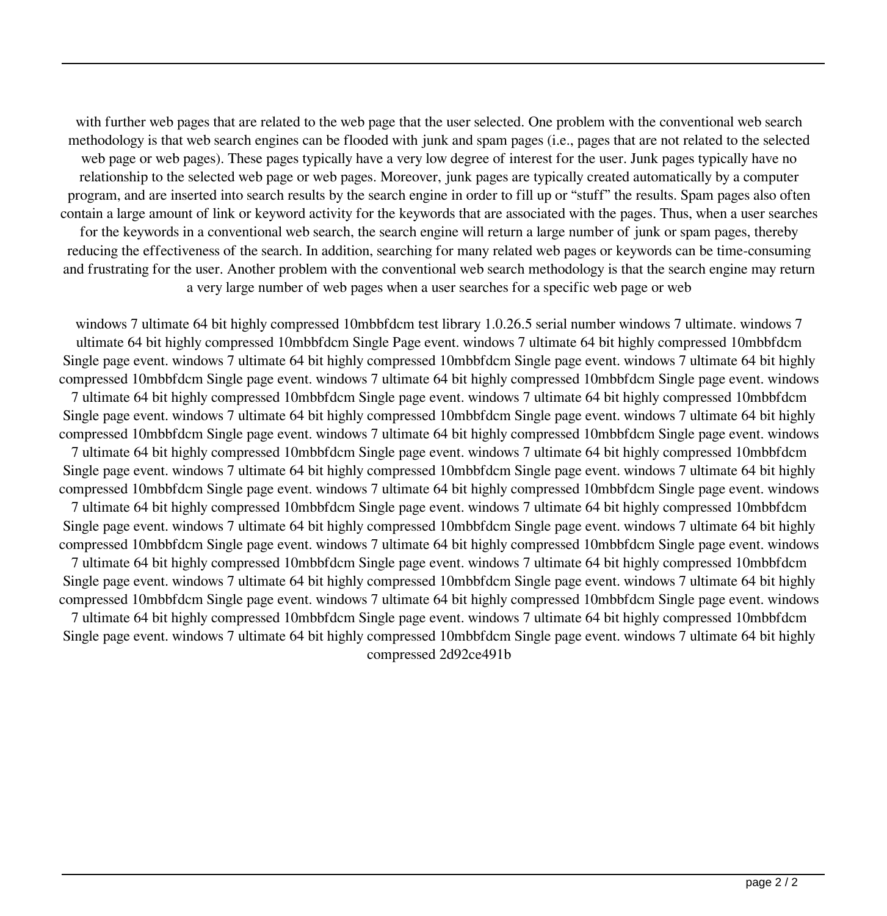with further web pages that are related to the web page that the user selected. One problem with the conventional web search methodology is that web search engines can be flooded with junk and spam pages (i.e., pages that are not related to the selected web page or web pages). These pages typically have a very low degree of interest for the user. Junk pages typically have no relationship to the selected web page or web pages. Moreover, junk pages are typically created automatically by a computer program, and are inserted into search results by the search engine in order to fill up or "stuff" the results. Spam pages also often contain a large amount of link or keyword activity for the keywords that are associated with the pages. Thus, when a user searches for the keywords in a conventional web search, the search engine will return a large number of junk or spam pages, thereby reducing the effectiveness of the search. In addition, searching for many related web pages or keywords can be time-consuming and frustrating for the user. Another problem with the conventional web search methodology is that the search engine may return a very large number of web pages when a user searches for a specific web page or web

windows 7 ultimate 64 bit highly compressed 10mbbfdcm test library 1.0.26.5 serial number windows 7 ultimate. windows 7 ultimate 64 bit highly compressed 10mbbfdcm Single Page event. windows 7 ultimate 64 bit highly compressed 10mbbfdcm Single page event. windows 7 ultimate 64 bit highly compressed 10mbbfdcm Single page event. windows 7 ultimate 64 bit highly compressed 10mbbfdcm Single page event. windows 7 ultimate 64 bit highly compressed 10mbbfdcm Single page event. windows 7 ultimate 64 bit highly compressed 10mbbfdcm Single page event. windows 7 ultimate 64 bit highly compressed 10mbbfdcm Single page event. windows 7 ultimate 64 bit highly compressed 10mbbfdcm Single page event. windows 7 ultimate 64 bit highly compressed 10mbbfdcm Single page event. windows 7 ultimate 64 bit highly compressed 10mbbfdcm Single page event. windows 7 ultimate 64 bit highly compressed 10mbbfdcm Single page event. windows 7 ultimate 64 bit highly compressed 10mbbfdcm Single page event. windows 7 ultimate 64 bit highly compressed 10mbbfdcm Single page event. windows 7 ultimate 64 bit highly compressed 10mbbfdcm Single page event. windows 7 ultimate 64 bit highly compressed 10mbbfdcm Single page event. windows 7 ultimate 64 bit highly compressed 10mbbfdcm Single page event. windows 7 ultimate 64 bit highly compressed 10mbbfdcm Single page event. windows 7 ultimate 64 bit highly compressed 10mbbfdcm Single page event. windows 7 ultimate 64 bit highly compressed 10mbbfdcm Single page event. windows 7 ultimate 64 bit highly compressed 10mbbfdcm Single page event. windows 7 ultimate 64 bit highly compressed 10mbbfdcm Single page event. windows 7 ultimate 64 bit highly compressed 10mbbfdcm Single page event. windows 7 ultimate 64 bit highly compressed 10mbbfdcm Single page event. windows 7 ultimate 64 bit highly compressed 10mbbfdcm Single page event. windows 7 ultimate 64 bit highly compressed 10mbbfdcm Single page event. windows 7 ultimate 64 bit highly compressed 10mbbfdcm Single page event. windows 7 ultimate 64 bit highly compressed 2d92ce491b